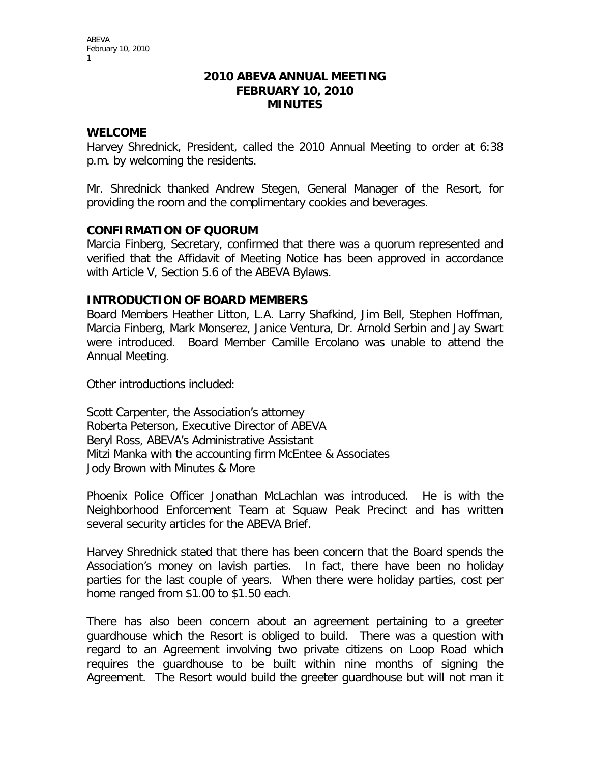# 2010 ABEVA ANNUAL MEETING
## FEBRUARY 10, 2010
## MINUTES

### WELCOME

Harvey Shrednick, President, called the 2010 Annual Meeting to order at 6:38 p.m. by welcoming the residents.

Mr. Shrednick thanked Andrew Stegen, General Manager of the Resort, for providing the room and the complimentary cookies and beverages.

### CONFIRMATION OF QUORUM

Marcia Finberg, Secretary, confirmed that there was a quorum represented and verified that the Affidavit of Meeting Notice has been approved in accordance with Article V, Section 5.6 of the ABEVA Bylaws.

### INTRODUCTION OF BOARD MEMBERS

Board Members Heather Litton, L.A. Larry Shafkind, Jim Bell, Stephen Hoffman, Marcia Finberg, Mark Monserez, Janice Ventura, Dr. Arnold Serbin and Jay Swart were introduced. Board Member Camille Ercolano was unable to attend the Annual Meeting.

Other introductions included:

Scott Carpenter, the Association's attorney
Roberta Peterson, Executive Director of ABEVA
Beryl Ross, ABEVA's Administrative Assistant
Mitzi Manka with the accounting firm McEntee & Associates
Jody Brown with Minutes & More

Phoenix Police Officer Jonathan McLachlan was introduced. He is with the Neighborhood Enforcement Team at Squaw Peak Precinct and has written several security articles for the ABEVA Brief.

Harvey Shrednick stated that there has been concern that the Board spends the Association's money on lavish parties. In fact, there have been no holiday parties for the last couple of years. When there were holiday parties, cost per home ranged from $1.00 to $1.50 each.

There has also been concern about an agreement pertaining to a greeter guardhouse which the Resort is obliged to build. There was a question with regard to an Agreement involving two private citizens on Loop Road which requires the guardhouse to be built within nine months of signing the Agreement. The Resort would build the greeter guardhouse but will not man it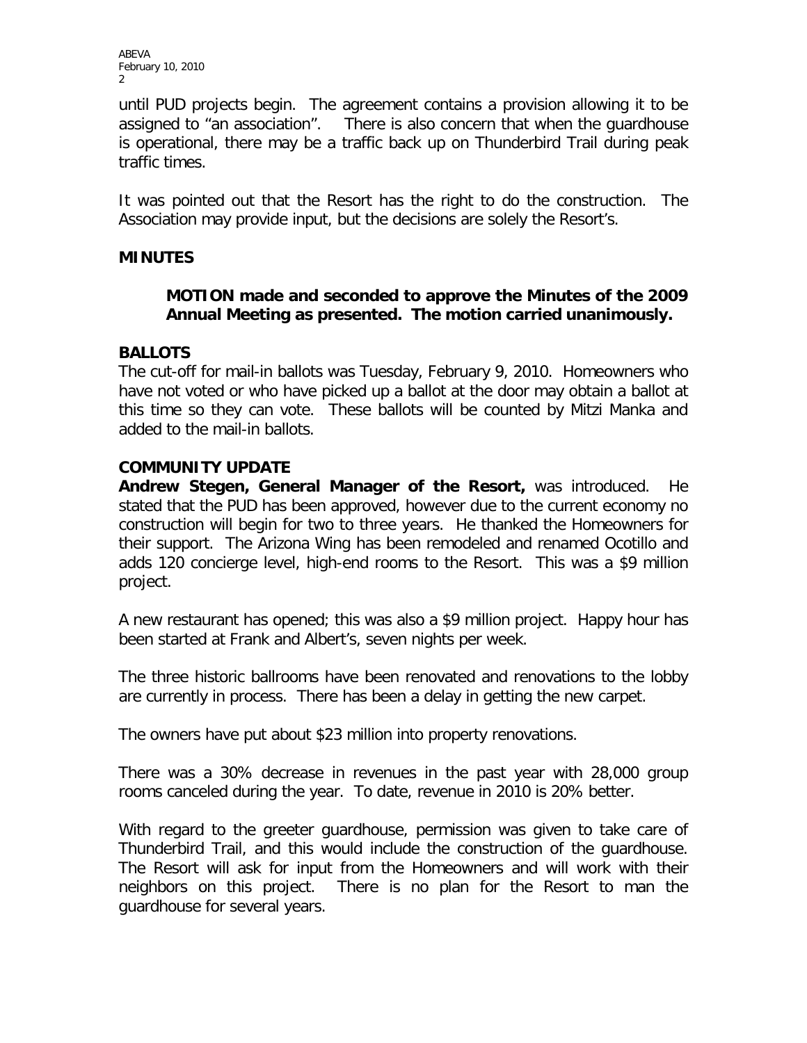until PUD projects begin. The agreement contains a provision allowing it to be assigned to "an association". There is also concern that when the guardhouse is operational, there may be a traffic back up on Thunderbird Trail during peak traffic times.

It was pointed out that the Resort has the right to do the construction. The Association may provide input, but the decisions are solely the Resort's.

## MINUTES

> **MOTION made and seconded to approve the Minutes of the 2009 Annual Meeting as presented. The motion carried unanimously.**

## BALLOTS

The cut-off for mail-in ballots was Tuesday, February 9, 2010. Homeowners who have not voted or who have picked up a ballot at the door may obtain a ballot at this time so they can vote. These ballots will be counted by Mitzi Manka and added to the mail-in ballots.

## COMMUNITY UPDATE

**Andrew Stegen, General Manager of the Resort,** was introduced. He stated that the PUD has been approved, however due to the current economy no construction will begin for two to three years. He thanked the Homeowners for their support. The Arizona Wing has been remodeled and renamed Ocotillo and adds 120 concierge level, high-end rooms to the Resort. This was a $9 million project.

A new restaurant has opened; this was also a $9 million project. Happy hour has been started at Frank and Albert's, seven nights per week.

The three historic ballrooms have been renovated and renovations to the lobby are currently in process. There has been a delay in getting the new carpet.

The owners have put about $23 million into property renovations.

There was a 30% decrease in revenues in the past year with 28,000 group rooms canceled during the year. To date, revenue in 2010 is 20% better.

With regard to the greeter guardhouse, permission was given to take care of Thunderbird Trail, and this would include the construction of the guardhouse. The Resort will ask for input from the Homeowners and will work with their neighbors on this project. There is no plan for the Resort to man the guardhouse for several years.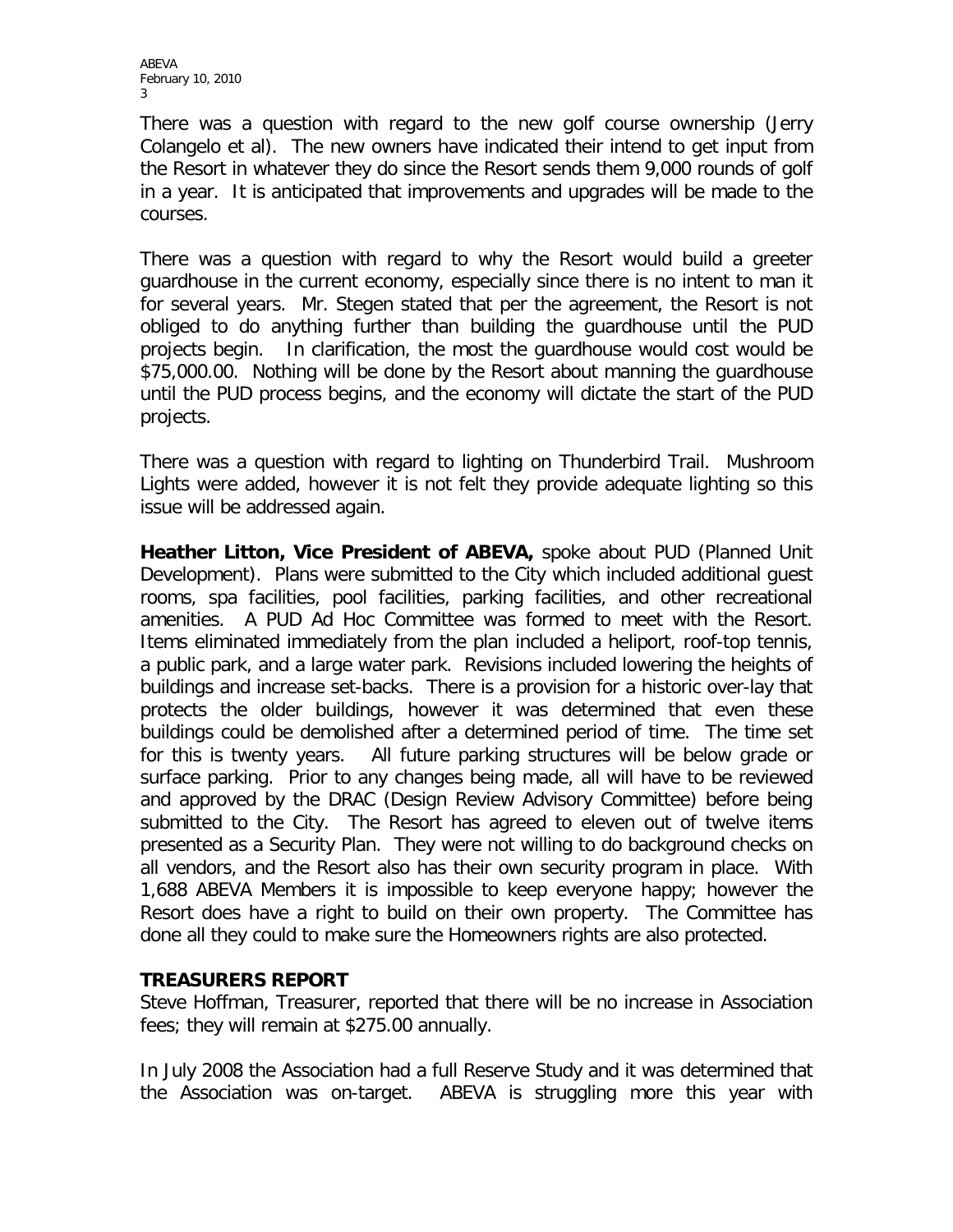There was a question with regard to the new golf course ownership (Jerry Colangelo et al). The new owners have indicated their intend to get input from the Resort in whatever they do since the Resort sends them 9,000 rounds of golf in a year. It is anticipated that improvements and upgrades will be made to the courses.

There was a question with regard to why the Resort would build a greeter guardhouse in the current economy, especially since there is no intent to man it for several years. Mr. Stegen stated that per the agreement, the Resort is not obliged to do anything further than building the guardhouse until the PUD projects begin. In clarification, the most the guardhouse would cost would be \$75,000.00. Nothing will be done by the Resort about manning the guardhouse until the PUD process begins, and the economy will dictate the start of the PUD projects.

There was a question with regard to lighting on Thunderbird Trail. Mushroom Lights were added, however it is not felt they provide adequate lighting so this issue will be addressed again.

**Heather Litton, Vice President of ABEVA,** spoke about PUD (Planned Unit Development). Plans were submitted to the City which included additional guest rooms, spa facilities, pool facilities, parking facilities, and other recreational amenities. A PUD Ad Hoc Committee was formed to meet with the Resort. Items eliminated immediately from the plan included a heliport, roof-top tennis, a public park, and a large water park. Revisions included lowering the heights of buildings and increase set-backs. There is a provision for a historic over-lay that protects the older buildings, however it was determined that even these buildings could be demolished after a determined period of time. The time set for this is twenty years. All future parking structures will be below grade or surface parking. Prior to any changes being made, all will have to be reviewed and approved by the DRAC (Design Review Advisory Committee) before being submitted to the City. The Resort has agreed to eleven out of twelve items presented as a Security Plan. They were not willing to do background checks on all vendors, and the Resort also has their own security program in place. With 1,688 ABEVA Members it is impossible to keep everyone happy; however the Resort does have a right to build on their own property. The Committee has done all they could to make sure the Homeowners rights are also protected.

## TREASURERS REPORT

Steve Hoffman, Treasurer, reported that there will be no increase in Association fees; they will remain at \$275.00 annually.

In July 2008 the Association had a full Reserve Study and it was determined that the Association was on-target. ABEVA is struggling more this year with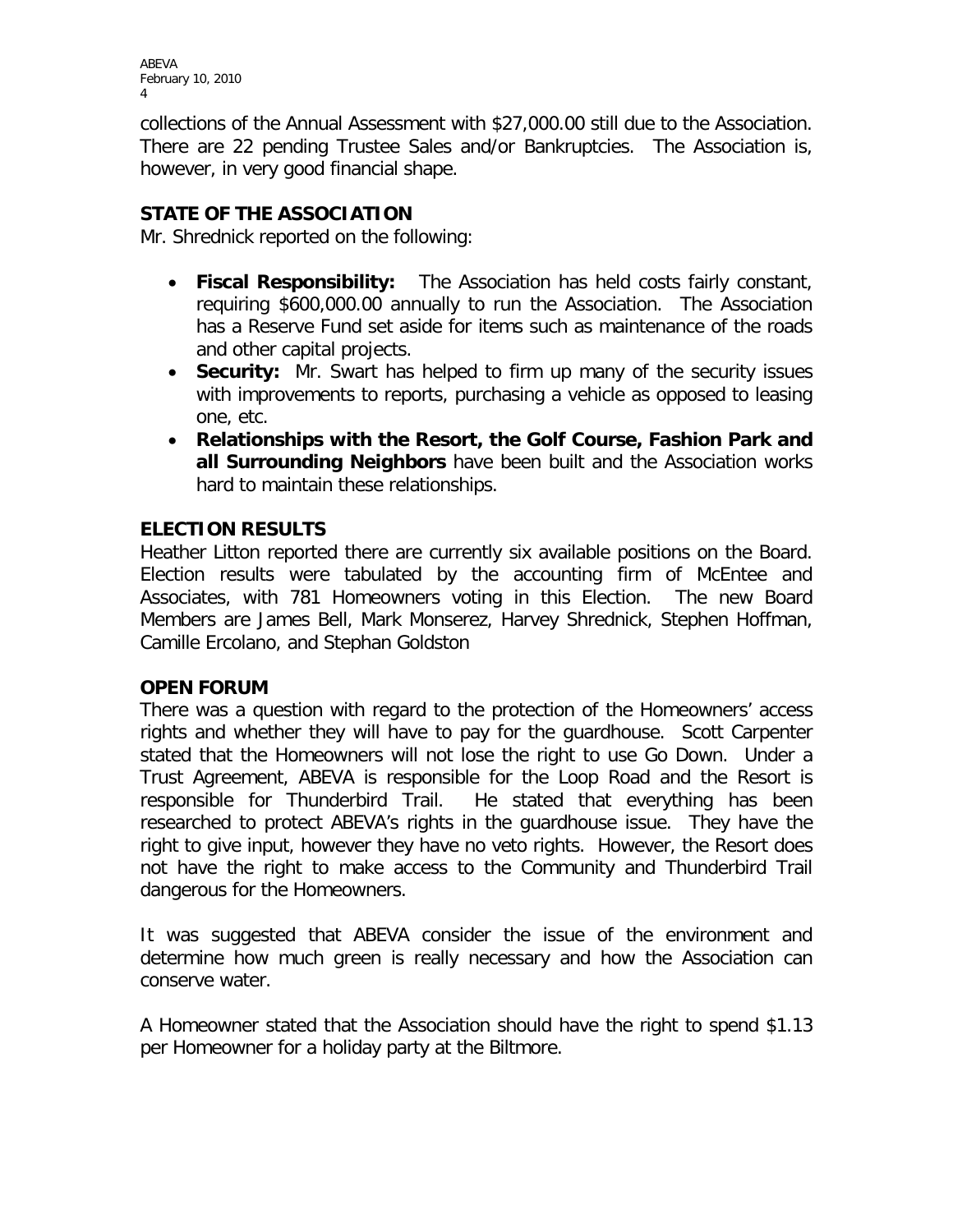collections of the Annual Assessment with $27,000.00 still due to the Association. There are 22 pending Trustee Sales and/or Bankruptcies. The Association is, however, in very good financial shape.

## STATE OF THE ASSOCIATION

Mr. Shrednick reported on the following:

- **Fiscal Responsibility:** The Association has held costs fairly constant, requiring $600,000.00 annually to run the Association. The Association has a Reserve Fund set aside for items such as maintenance of the roads and other capital projects.
- **Security:** Mr. Swart has helped to firm up many of the security issues with improvements to reports, purchasing a vehicle as opposed to leasing one, etc.
- **Relationships with the Resort, the Golf Course, Fashion Park and all Surrounding Neighbors** have been built and the Association works hard to maintain these relationships.

## ELECTION RESULTS

Heather Litton reported there are currently six available positions on the Board. Election results were tabulated by the accounting firm of McEntee and Associates, with 781 Homeowners voting in this Election. The new Board Members are James Bell, Mark Monserez, Harvey Shrednick, Stephen Hoffman, Camille Ercolano, and Stephan Goldston

## OPEN FORUM

There was a question with regard to the protection of the Homeowners' access rights and whether they will have to pay for the guardhouse. Scott Carpenter stated that the Homeowners will not lose the right to use Go Down. Under a Trust Agreement, ABEVA is responsible for the Loop Road and the Resort is responsible for Thunderbird Trail. He stated that everything has been researched to protect ABEVA's rights in the guardhouse issue. They have the right to give input, however they have no veto rights. However, the Resort does not have the right to make access to the Community and Thunderbird Trail dangerous for the Homeowners.

It was suggested that ABEVA consider the issue of the environment and determine how much green is really necessary and how the Association can conserve water.

A Homeowner stated that the Association should have the right to spend $1.13 per Homeowner for a holiday party at the Biltmore.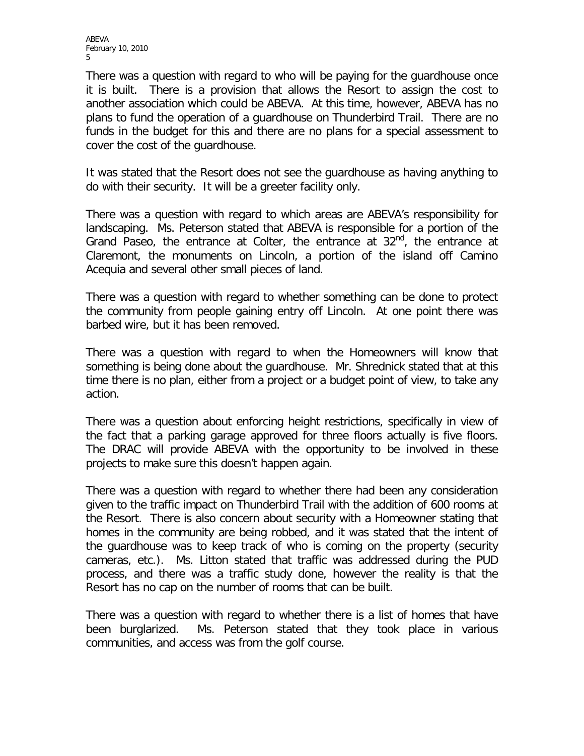There was a question with regard to who will be paying for the guardhouse once it is built. There is a provision that allows the Resort to assign the cost to another association which could be ABEVA. At this time, however, ABEVA has no plans to fund the operation of a guardhouse on Thunderbird Trail. There are no funds in the budget for this and there are no plans for a special assessment to cover the cost of the guardhouse.

It was stated that the Resort does not see the guardhouse as having anything to do with their security. It will be a greeter facility only.

There was a question with regard to which areas are ABEVA's responsibility for landscaping. Ms. Peterson stated that ABEVA is responsible for a portion of the Grand Paseo, the entrance at Colter, the entrance at 32nd, the entrance at Claremont, the monuments on Lincoln, a portion of the island off Camino Acequia and several other small pieces of land.

There was a question with regard to whether something can be done to protect the community from people gaining entry off Lincoln. At one point there was barbed wire, but it has been removed.

There was a question with regard to when the Homeowners will know that something is being done about the guardhouse. Mr. Shrednick stated that at this time there is no plan, either from a project or a budget point of view, to take any action.

There was a question about enforcing height restrictions, specifically in view of the fact that a parking garage approved for three floors actually is five floors. The DRAC will provide ABEVA with the opportunity to be involved in these projects to make sure this doesn't happen again.

There was a question with regard to whether there had been any consideration given to the traffic impact on Thunderbird Trail with the addition of 600 rooms at the Resort. There is also concern about security with a Homeowner stating that homes in the community are being robbed, and it was stated that the intent of the guardhouse was to keep track of who is coming on the property (security cameras, etc.). Ms. Litton stated that traffic was addressed during the PUD process, and there was a traffic study done, however the reality is that the Resort has no cap on the number of rooms that can be built.

There was a question with regard to whether there is a list of homes that have been burglarized. Ms. Peterson stated that they took place in various communities, and access was from the golf course.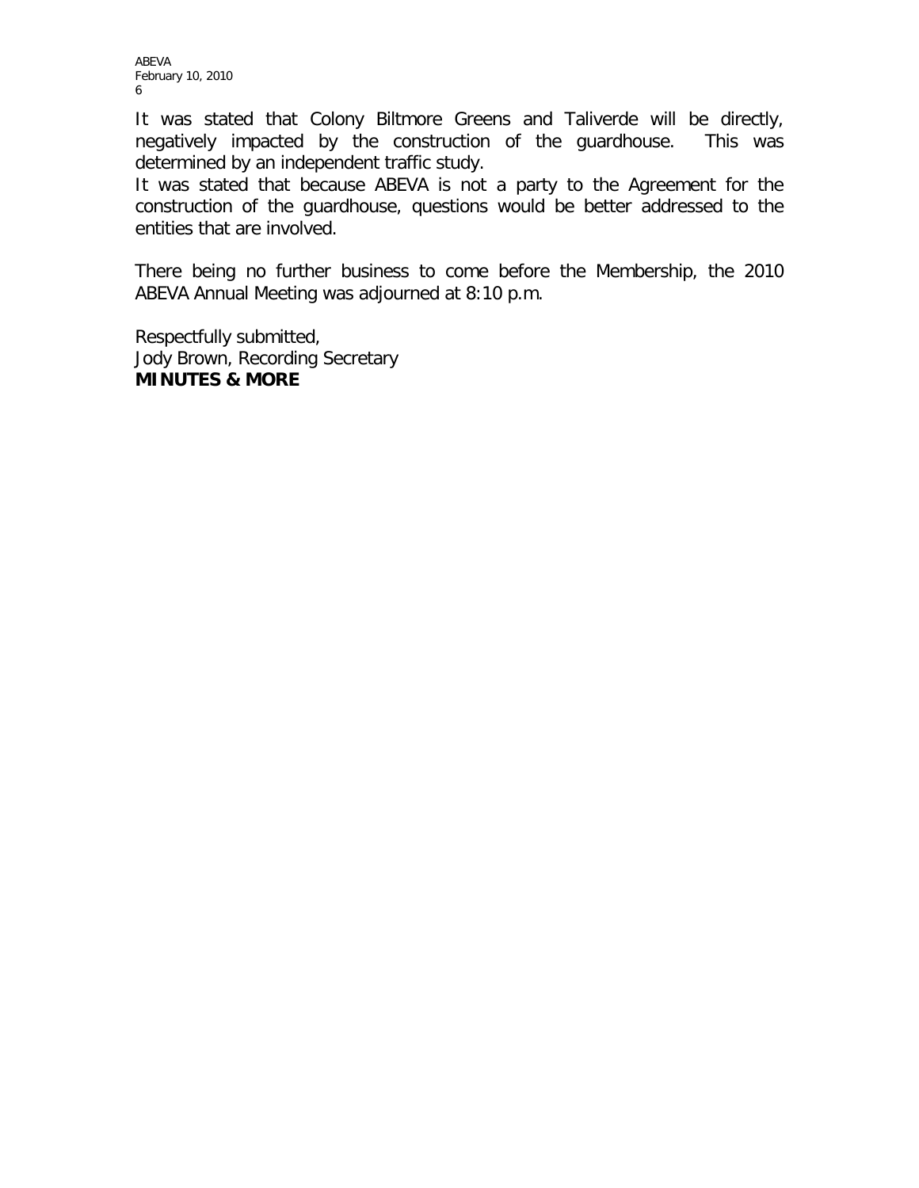It was stated that Colony Biltmore Greens and Taliverde will be directly, negatively impacted by the construction of the guardhouse. This was determined by an independent traffic study.

It was stated that because ABEVA is not a party to the Agreement for the construction of the guardhouse, questions would be better addressed to the entities that are involved.

There being no further business to come before the Membership, the 2010 ABEVA Annual Meeting was adjourned at 8:10 p.m.

Respectfully submitted,  
Jody Brown, Recording Secretary  
**MINUTES & MORE**